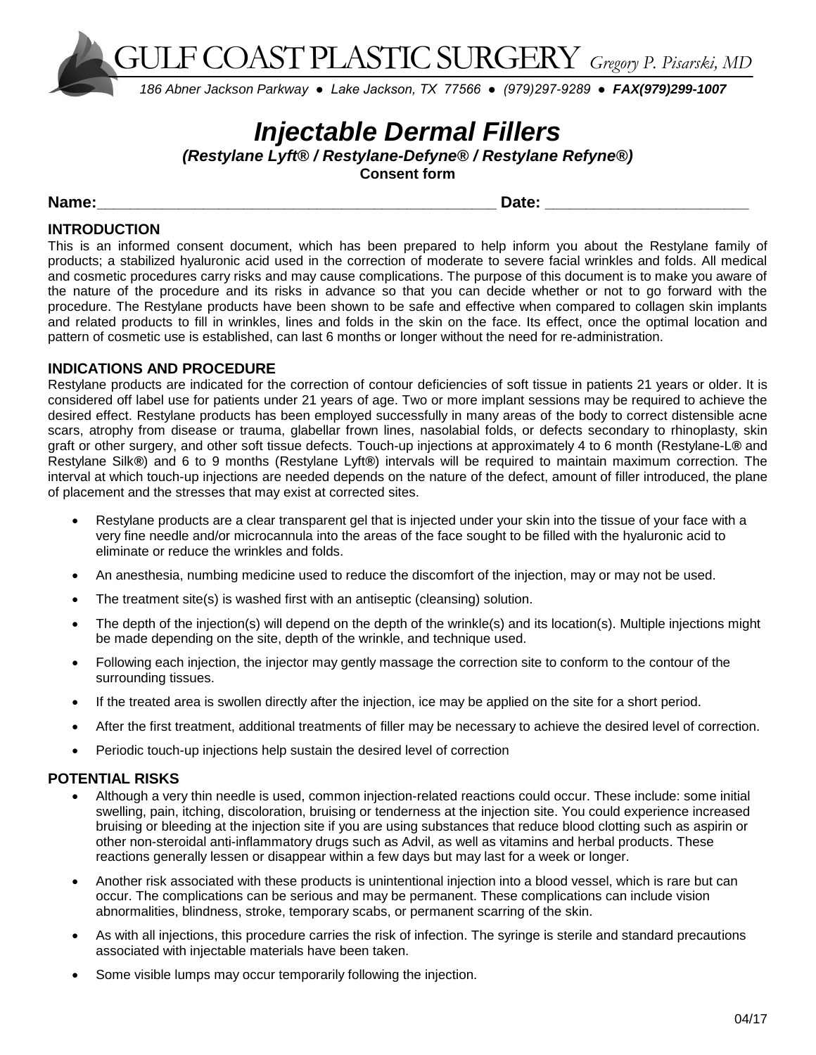GULF COAST PLASTIC SURGERY *Gregory P. Pisarski, MD*

*186 Abner Jackson Parkway ● Lake Jackson, TX 77566 ● (979)297-9289 ● **FAX(979)299-1007***

# *Injectable Dermal Fillers*

***(Restylane Lyft® / Restylane-Defyne® / Restylane Refyne®)***

**Consent form**

**Name:**_______________________________________________ **Date:** ______________________

## INTRODUCTION

This is an informed consent document, which has been prepared to help inform you about the Restylane family of products; a stabilized hyaluronic acid used in the correction of moderate to severe facial wrinkles and folds. All medical and cosmetic procedures carry risks and may cause complications. The purpose of this document is to make you aware of the nature of the procedure and its risks in advance so that you can decide whether or not to go forward with the procedure. The Restylane products have been shown to be safe and effective when compared to collagen skin implants and related products to fill in wrinkles, lines and folds in the skin on the face. Its effect, once the optimal location and pattern of cosmetic use is established, can last 6 months or longer without the need for re-administration.

## INDICATIONS AND PROCEDURE

Restylane products are indicated for the correction of contour deficiencies of soft tissue in patients 21 years or older. It is considered off label use for patients under 21 years of age. Two or more implant sessions may be required to achieve the desired effect. Restylane products has been employed successfully in many areas of the body to correct distensible acne scars, atrophy from disease or trauma, glabellar frown lines, nasolabial folds, or defects secondary to rhinoplasty, skin graft or other surgery, and other soft tissue defects. Touch-up injections at approximately 4 to 6 month (Restylane-L**®** and Restylane Silk**®**) and 6 to 9 months (Restylane Lyft**®**) intervals will be required to maintain maximum correction. The interval at which touch-up injections are needed depends on the nature of the defect, amount of filler introduced, the plane of placement and the stresses that may exist at corrected sites.

- Restylane products are a clear transparent gel that is injected under your skin into the tissue of your face with a very fine needle and/or microcannula into the areas of the face sought to be filled with the hyaluronic acid to eliminate or reduce the wrinkles and folds.
- An anesthesia, numbing medicine used to reduce the discomfort of the injection, may or may not be used.
- The treatment site(s) is washed first with an antiseptic (cleansing) solution.
- The depth of the injection(s) will depend on the depth of the wrinkle(s) and its location(s). Multiple injections might be made depending on the site, depth of the wrinkle, and technique used.
- Following each injection, the injector may gently massage the correction site to conform to the contour of the surrounding tissues.
- If the treated area is swollen directly after the injection, ice may be applied on the site for a short period.
- After the first treatment, additional treatments of filler may be necessary to achieve the desired level of correction.
- Periodic touch-up injections help sustain the desired level of correction

## POTENTIAL RISKS

- Although a very thin needle is used, common injection-related reactions could occur. These include: some initial swelling, pain, itching, discoloration, bruising or tenderness at the injection site. You could experience increased bruising or bleeding at the injection site if you are using substances that reduce blood clotting such as aspirin or other non-steroidal anti-inflammatory drugs such as Advil, as well as vitamins and herbal products. These reactions generally lessen or disappear within a few days but may last for a week or longer.
- Another risk associated with these products is unintentional injection into a blood vessel, which is rare but can occur. The complications can be serious and may be permanent. These complications can include vision abnormalities, blindness, stroke, temporary scabs, or permanent scarring of the skin.
- As with all injections, this procedure carries the risk of infection. The syringe is sterile and standard precautions associated with injectable materials have been taken.
- Some visible lumps may occur temporarily following the injection.

04/17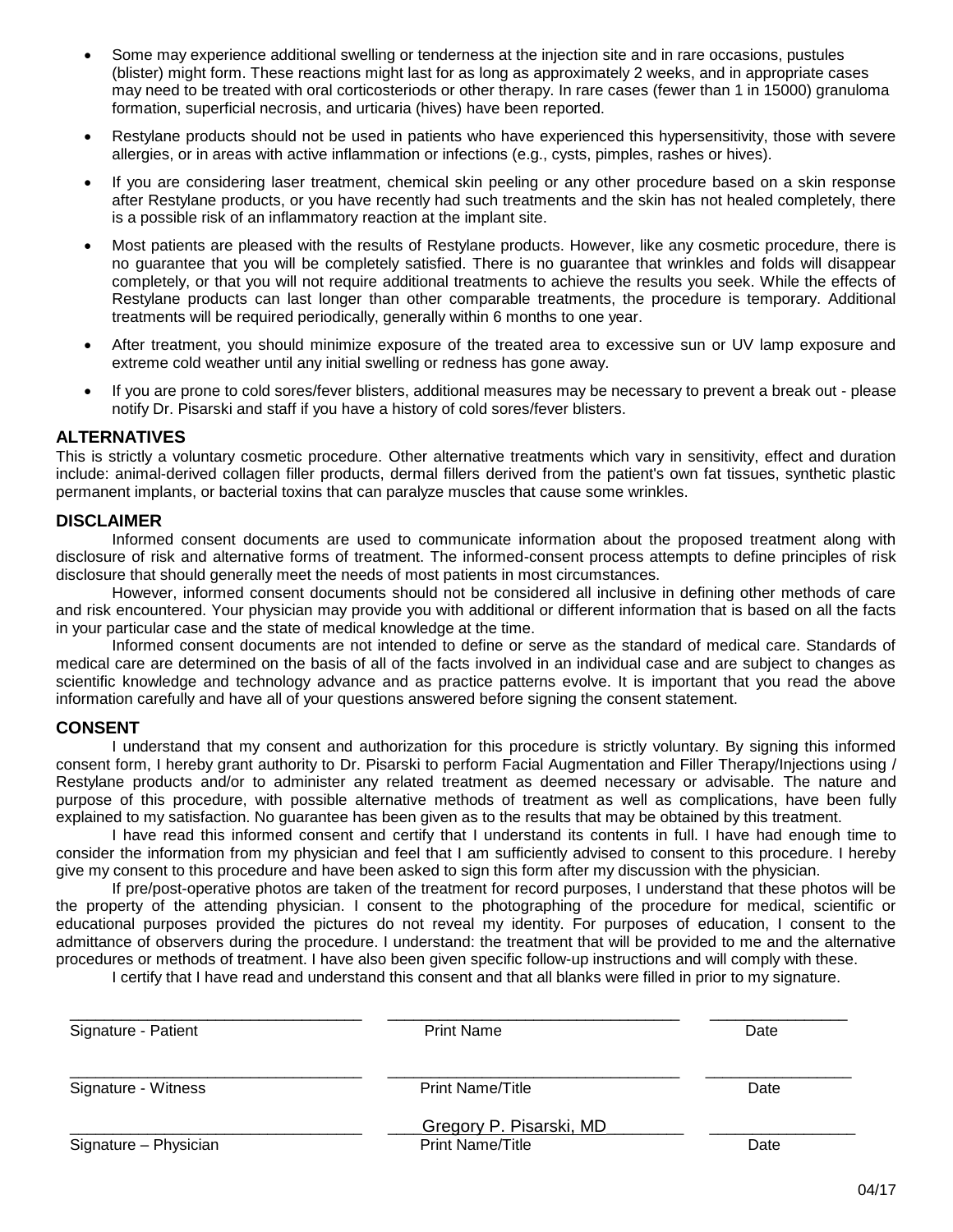- Some may experience additional swelling or tenderness at the injection site and in rare occasions, pustules (blister) might form. These reactions might last for as long as approximately 2 weeks, and in appropriate cases may need to be treated with oral corticosteriods or other therapy. In rare cases (fewer than 1 in 15000) granuloma formation, superficial necrosis, and urticaria (hives) have been reported.
- Restylane products should not be used in patients who have experienced this hypersensitivity, those with severe allergies, or in areas with active inflammation or infections (e.g., cysts, pimples, rashes or hives).
- If you are considering laser treatment, chemical skin peeling or any other procedure based on a skin response after Restylane products, or you have recently had such treatments and the skin has not healed completely, there is a possible risk of an inflammatory reaction at the implant site.
- Most patients are pleased with the results of Restylane products. However, like any cosmetic procedure, there is no guarantee that you will be completely satisfied. There is no guarantee that wrinkles and folds will disappear completely, or that you will not require additional treatments to achieve the results you seek. While the effects of Restylane products can last longer than other comparable treatments, the procedure is temporary. Additional treatments will be required periodically, generally within 6 months to one year.
- After treatment, you should minimize exposure of the treated area to excessive sun or UV lamp exposure and extreme cold weather until any initial swelling or redness has gone away.
- If you are prone to cold sores/fever blisters, additional measures may be necessary to prevent a break out - please notify Dr. Pisarski and staff if you have a history of cold sores/fever blisters.

## ALTERNATIVES

This is strictly a voluntary cosmetic procedure. Other alternative treatments which vary in sensitivity, effect and duration include: animal-derived collagen filler products, dermal fillers derived from the patient's own fat tissues, synthetic plastic permanent implants, or bacterial toxins that can paralyze muscles that cause some wrinkles.

## DISCLAIMER

Informed consent documents are used to communicate information about the proposed treatment along with disclosure of risk and alternative forms of treatment. The informed-consent process attempts to define principles of risk disclosure that should generally meet the needs of most patients in most circumstances.

However, informed consent documents should not be considered all inclusive in defining other methods of care and risk encountered. Your physician may provide you with additional or different information that is based on all the facts in your particular case and the state of medical knowledge at the time.

Informed consent documents are not intended to define or serve as the standard of medical care. Standards of medical care are determined on the basis of all of the facts involved in an individual case and are subject to changes as scientific knowledge and technology advance and as practice patterns evolve. It is important that you read the above information carefully and have all of your questions answered before signing the consent statement.

## CONSENT

I understand that my consent and authorization for this procedure is strictly voluntary. By signing this informed consent form, I hereby grant authority to Dr. Pisarski to perform Facial Augmentation and Filler Therapy/Injections using / Restylane products and/or to administer any related treatment as deemed necessary or advisable. The nature and purpose of this procedure, with possible alternative methods of treatment as well as complications, have been fully explained to my satisfaction. No guarantee has been given as to the results that may be obtained by this treatment.

I have read this informed consent and certify that I understand its contents in full. I have had enough time to consider the information from my physician and feel that I am sufficiently advised to consent to this procedure. I hereby give my consent to this procedure and have been asked to sign this form after my discussion with the physician.

If pre/post-operative photos are taken of the treatment for record purposes, I understand that these photos will be the property of the attending physician. I consent to the photographing of the procedure for medical, scientific or educational purposes provided the pictures do not reveal my identity. For purposes of education, I consent to the admittance of observers during the procedure. I understand: the treatment that will be provided to me and the alternative procedures or methods of treatment. I have also been given specific follow-up instructions and will comply with these.

I certify that I have read and understand this consent and that all blanks were filled in prior to my signature.

| | | |
|---|---|---|
| \_\_\_\_\_\_\_\_\_\_\_\_\_\_\_\_\_\_\_\_\_\_\_\_\_\_\_\_\_\_ | \_\_\_\_\_\_\_\_\_\_\_\_\_\_\_\_\_\_\_\_\_\_\_\_\_\_\_\_\_\_ | \_\_\_\_\_\_\_\_\_\_\_\_\_\_ |
| Signature - Patient | Print Name | Date |
| \_\_\_\_\_\_\_\_\_\_\_\_\_\_\_\_\_\_\_\_\_\_\_\_\_\_\_\_\_\_ | \_\_\_\_\_\_\_\_\_\_\_\_\_\_\_\_\_\_\_\_\_\_\_\_\_\_\_\_\_\_ | \_\_\_\_\_\_\_\_\_\_\_\_\_\_ |
| Signature - Witness | Print Name/Title | Date |
| \_\_\_\_\_\_\_\_\_\_\_\_\_\_\_\_\_\_\_\_\_\_\_\_\_\_\_\_\_\_ | Gregory P. Pisarski, MD | \_\_\_\_\_\_\_\_\_\_\_\_\_\_ |
| Signature – Physician | Print Name/Title | Date |

04/17